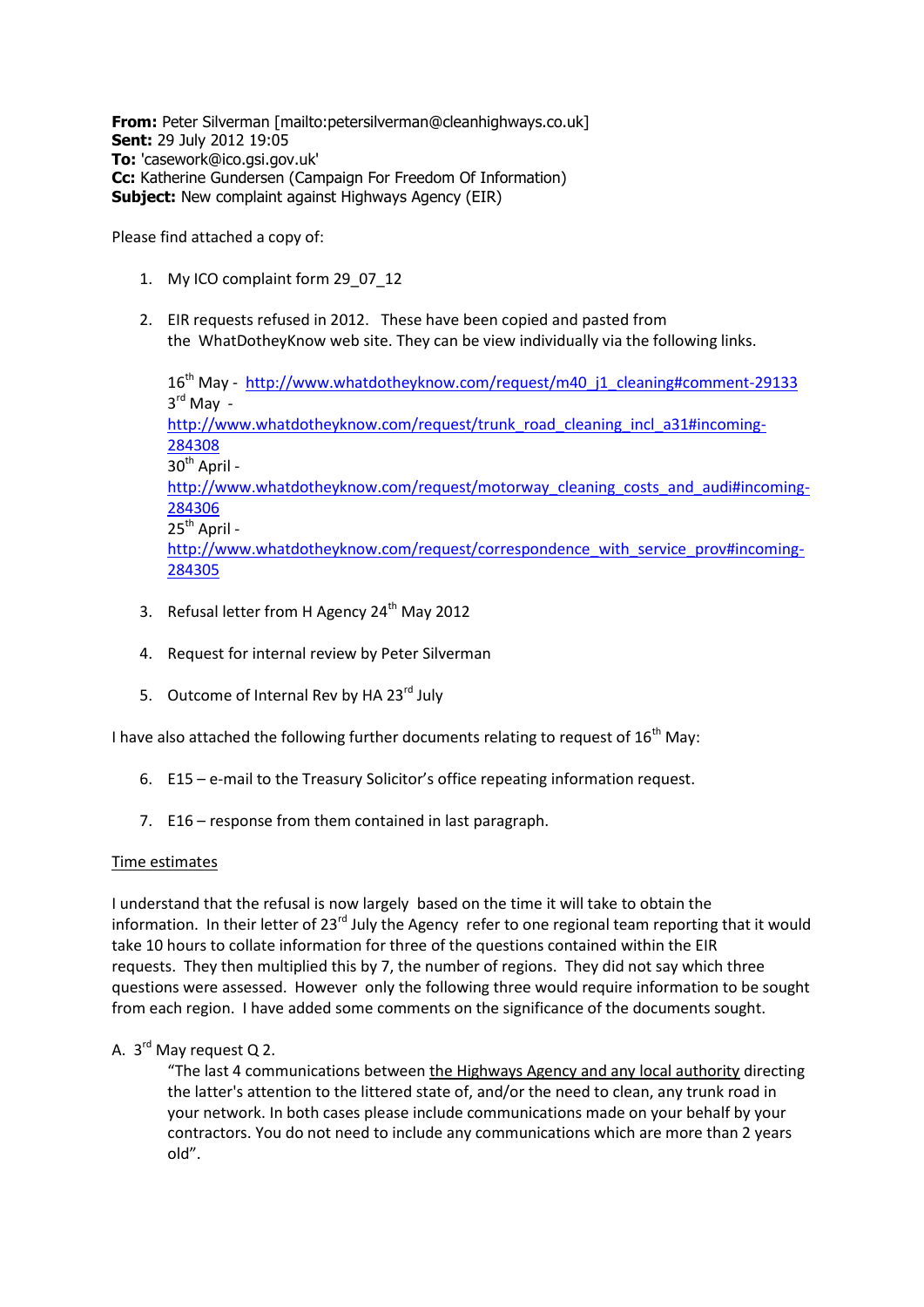**From:** Peter Silverman [mailto:petersilverman@cleanhighways.co.uk]
**Sent:** 29 July 2012 19:05
**To:** 'casework@ico.gsi.gov.uk'
**Cc:** Katherine Gundersen (Campaign For Freedom Of Information)
**Subject:** New complaint against Highways Agency (EIR)

Please find attached a copy of:

1. My ICO complaint form 29_07_12

2. EIR requests refused in 2012. These have been copied and pasted from the WhatDotheyKnow web site. They can be view individually via the following links.

   16th May - http://www.whatdotheyknow.com/request/m40_j1_cleaning#comment-29133
   3rd May - http://www.whatdotheyknow.com/request/trunk_road_cleaning_incl_a31#incoming-284308
   30th April - http://www.whatdotheyknow.com/request/motorway_cleaning_costs_and_audi#incoming-284306
   25th April - http://www.whatdotheyknow.com/request/correspondence_with_service_prov#incoming-284305

3. Refusal letter from H Agency 24th May 2012

4. Request for internal review by Peter Silverman

5. Outcome of Internal Rev by HA 23rd July

I have also attached the following further documents relating to request of 16th May:

6. E15 – e-mail to the Treasury Solicitor's office repeating information request.

7. E16 – response from them contained in last paragraph.

Time estimates

I understand that the refusal is now largely based on the time it will take to obtain the information. In their letter of 23rd July the Agency refer to one regional team reporting that it would take 10 hours to collate information for three of the questions contained within the EIR requests. They then multiplied this by 7, the number of regions. They did not say which three questions were assessed. However only the following three would require information to be sought from each region. I have added some comments on the significance of the documents sought.

A. 3rd May request Q 2.

   "The last 4 communications between the Highways Agency and any local authority directing the latter's attention to the littered state of, and/or the need to clean, any trunk road in your network. In both cases please include communications made on your behalf by your contractors. You do not need to include any communications which are more than 2 years old".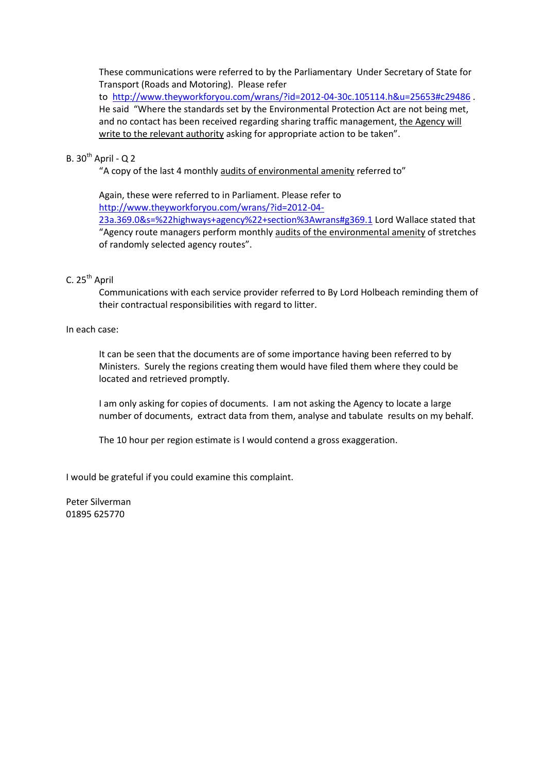These communications were referred to by the Parliamentary Under Secretary of State for Transport (Roads and Motoring). Please refer to http://www.theyworkforyou.com/wrans/?id=2012-04-30c.105114.h&u=25653#c29486 . He said "Where the standards set by the Environmental Protection Act are not being met, and no contact has been received regarding sharing traffic management, <u>the Agency will write to the relevant authority</u> asking for appropriate action to be taken".

B. 30th April - Q 2

"A copy of the last 4 monthly <u>audits of environmental amenity</u> referred to"

Again, these were referred to in Parliament. Please refer to http://www.theyworkforyou.com/wrans/?id=2012-04-23a.369.0&s=%22highways+agency%22+section%3Awrans#g369.1 Lord Wallace stated that "Agency route managers perform monthly <u>audits of the environmental amenity</u> of stretches of randomly selected agency routes".

C. 25th April

Communications with each service provider referred to By Lord Holbeach reminding them of their contractual responsibilities with regard to litter.

In each case:

It can be seen that the documents are of some importance having been referred to by Ministers. Surely the regions creating them would have filed them where they could be located and retrieved promptly.

I am only asking for copies of documents. I am not asking the Agency to locate a large number of documents, extract data from them, analyse and tabulate results on my behalf.

The 10 hour per region estimate is I would contend a gross exaggeration.

I would be grateful if you could examine this complaint.

Peter Silverman
01895 625770